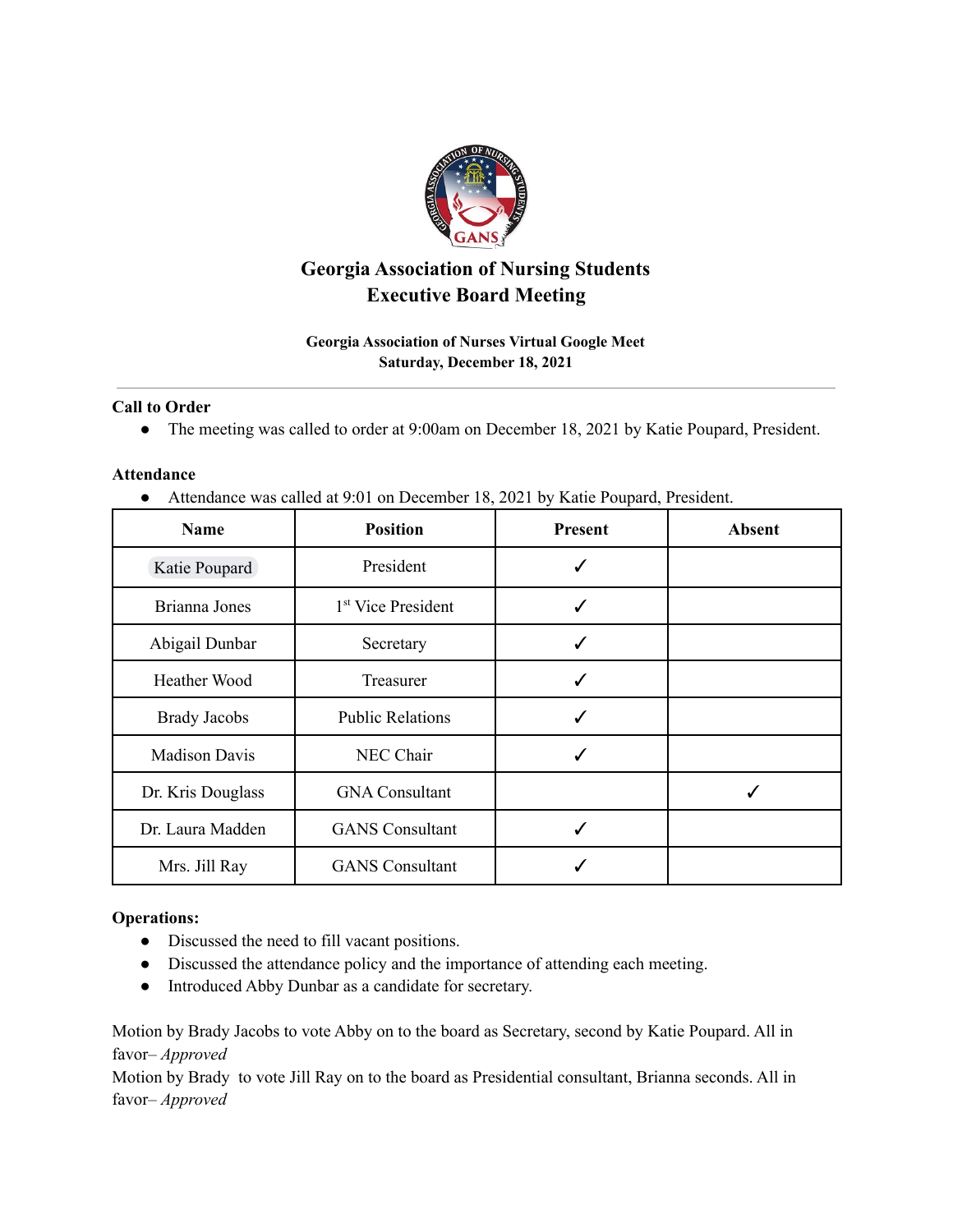# Georgia Association of Nursing Students
# Executive Board Meeting

**Georgia Association of Nurses Virtual Google Meet**
**Saturday, December 18, 2021**

---

**Call to Order**

- The meeting was called to order at 9:00am on December 18, 2021 by Katie Poupard, President.

**Attendance**

- Attendance was called at 9:01 on December 18, 2021 by Katie Poupard, President.

| Name | Position | Present | Absent |
|---|---|---|---|
| Katie Poupard | President | ✓ | |
| Brianna Jones | 1st Vice President | ✓ | |
| Abigail Dunbar | Secretary | ✓ | |
| Heather Wood | Treasurer | ✓ | |
| Brady Jacobs | Public Relations | ✓ | |
| Madison Davis | NEC Chair | ✓ | |
| Dr. Kris Douglass | GNA Consultant | | ✓ |
| Dr. Laura Madden | GANS Consultant | ✓ | |
| Mrs. Jill Ray | GANS Consultant | ✓ | |

**Operations:**

- Discussed the need to fill vacant positions.
- Discussed the attendance policy and the importance of attending each meeting.
- Introduced Abby Dunbar as a candidate for secretary.

Motion by Brady Jacobs to vote Abby on to the board as Secretary, second by Katie Poupard. All in favor– *Approved*

Motion by Brady to vote Jill Ray on to the board as Presidential consultant, Brianna seconds. All in favor– *Approved*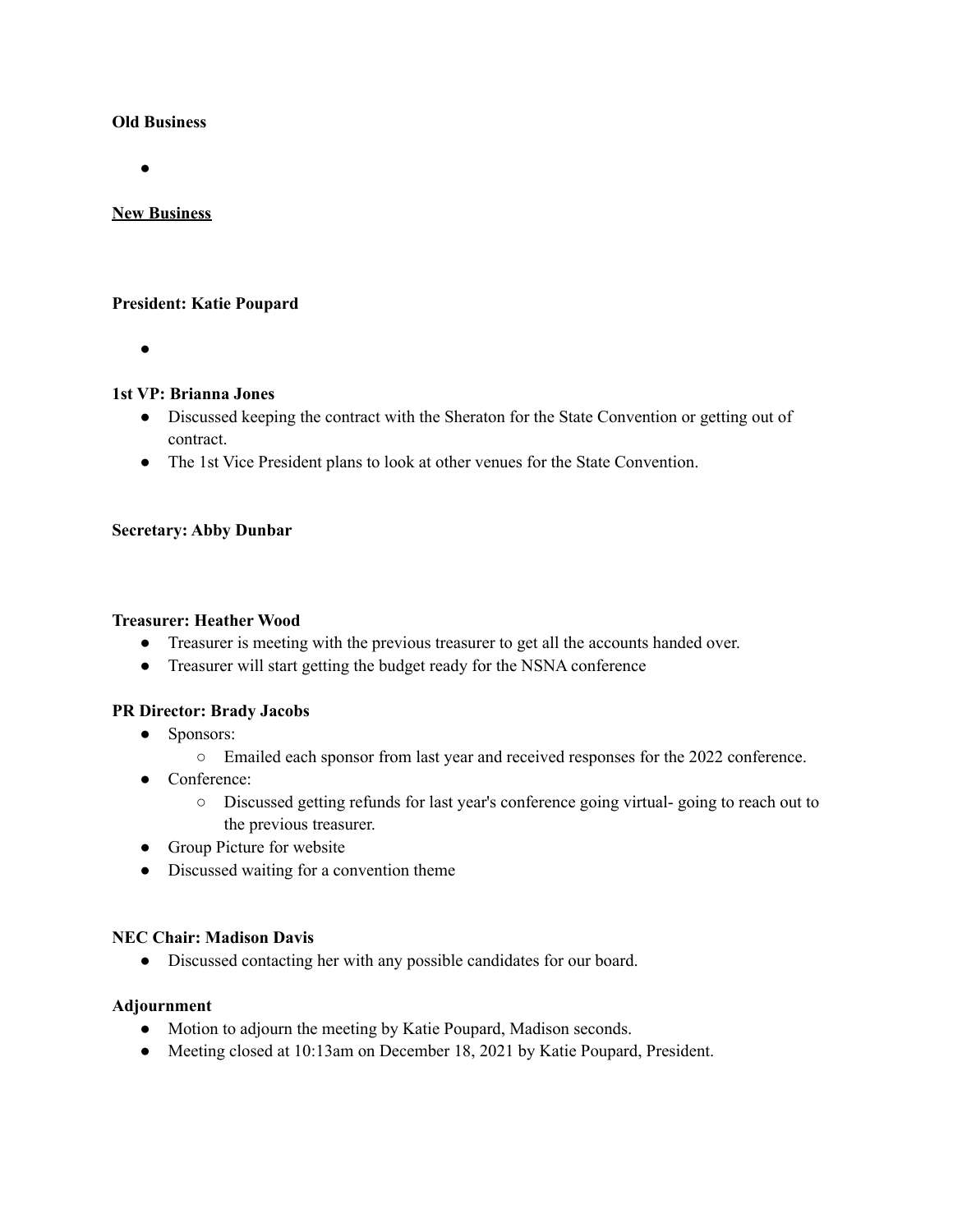**Old Business**

- 

**<u>New Business</u>**

**President: Katie Poupard**

- 

**1st VP: Brianna Jones**

- Discussed keeping the contract with the Sheraton for the State Convention or getting out of contract.
- The 1st Vice President plans to look at other venues for the State Convention.

**Secretary: Abby Dunbar**

**Treasurer: Heather Wood**

- Treasurer is meeting with the previous treasurer to get all the accounts handed over.
- Treasurer will start getting the budget ready for the NSNA conference

**PR Director: Brady Jacobs**

- Sponsors:
  - Emailed each sponsor from last year and received responses for the 2022 conference.
- Conference:
  - Discussed getting refunds for last year's conference going virtual- going to reach out to the previous treasurer.
- Group Picture for website
- Discussed waiting for a convention theme

**NEC Chair: Madison Davis**

- Discussed contacting her with any possible candidates for our board.

**Adjournment**

- Motion to adjourn the meeting by Katie Poupard, Madison seconds.
- Meeting closed at 10:13am on December 18, 2021 by Katie Poupard, President.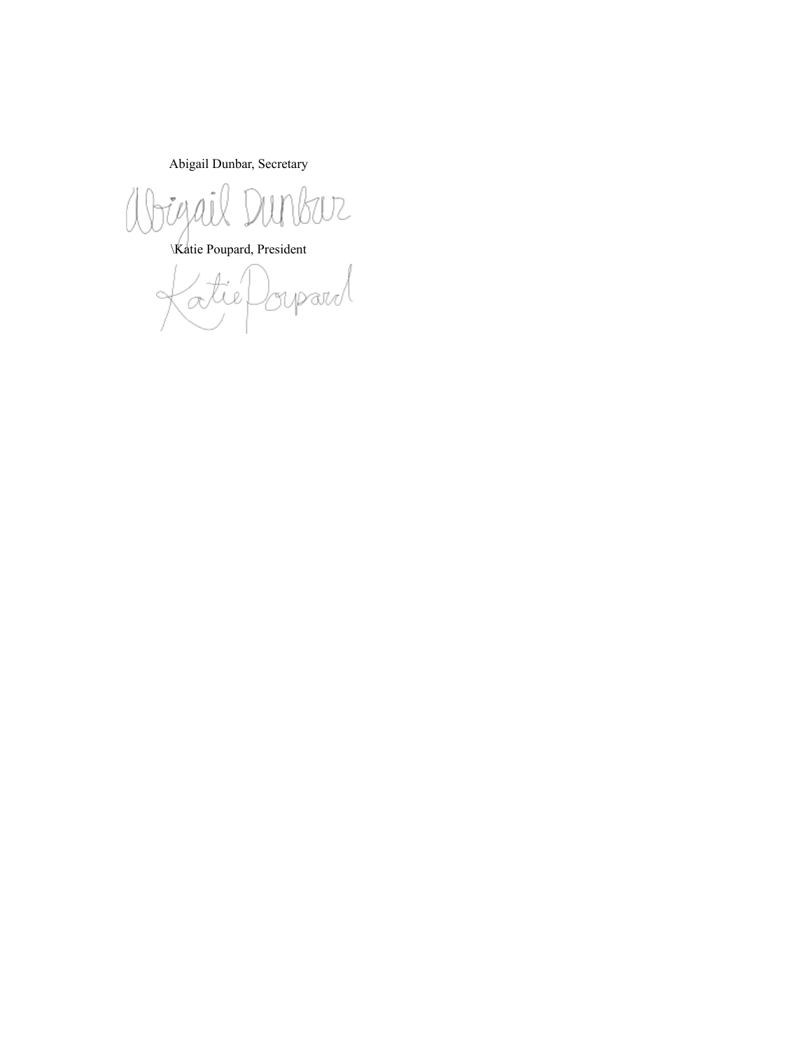Abigail Dunbar, Secretary

\Katie Poupard, President